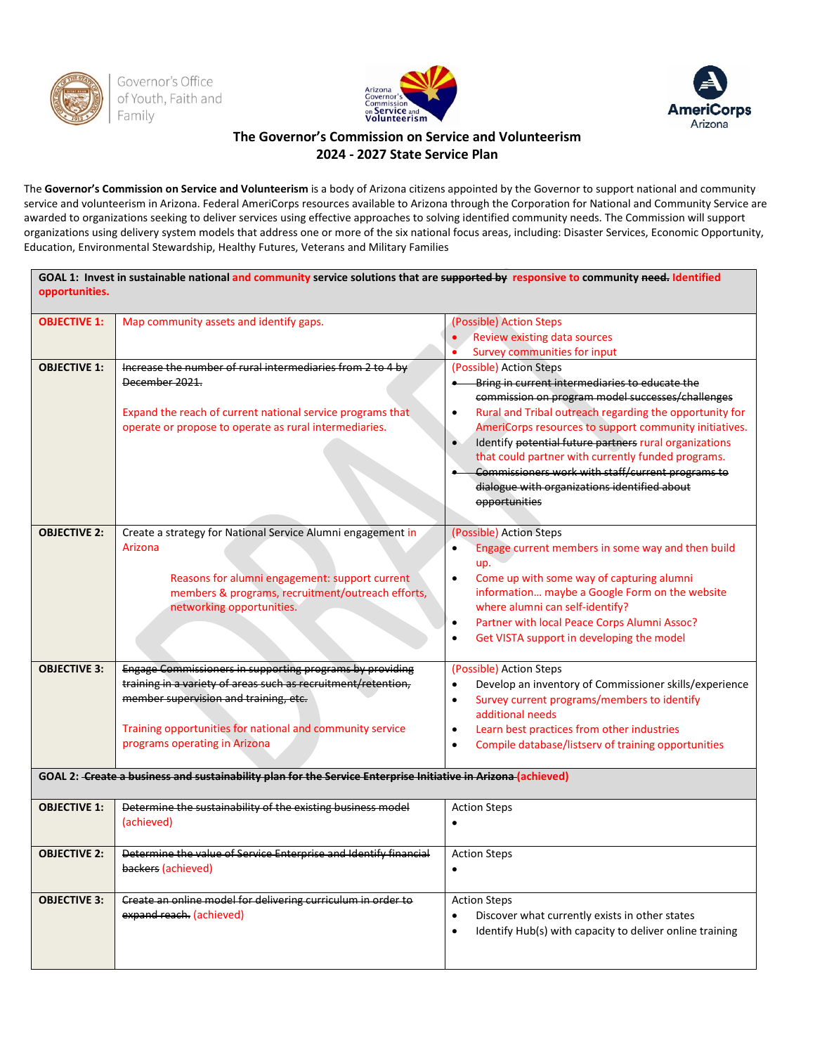Governor's Office of Youth, Faith and Family

Arizona Governor's Commission on Service and Volunteerism

AmeriCorps Arizona

# The Governor's Commission on Service and Volunteerism
## 2024 - 2027 State Service Plan

The **Governor's Commission on Service and Volunteerism** is a body of Arizona citizens appointed by the Governor to support national and community service and volunteerism in Arizona. Federal AmeriCorps resources available to Arizona through the Corporation for National and Community Service are awarded to organizations seeking to deliver services using effective approaches to solving identified community needs. The Commission will support organizations using delivery system models that address one or more of the six national focus areas, including: Disaster Services, Economic Opportunity, Education, Environmental Stewardship, Healthy Futures, Veterans and Military Families

| **GOAL 1: Invest in sustainable national and community service solutions that are ~~supported by~~ responsive to community ~~need.~~ Identified opportunities.** | | |
|---|---|---|
| **OBJECTIVE 1:** | Map community assets and identify gaps. | (Possible) Action Steps<br>• Review existing data sources<br>• Survey communities for input |
| **OBJECTIVE 1:** | ~~Increase the number of rural intermediaries from 2 to 4 by December 2021.~~<br><br>Expand the reach of current national service programs that operate or propose to operate as rural intermediaries. | (Possible) Action Steps<br>• ~~Bring in current intermediaries to educate the commission on program model successes/challenges~~<br>• Rural and Tribal outreach regarding the opportunity for AmeriCorps resources to support community initiatives.<br>• Identify ~~potential future partners~~ rural organizations that could partner with currently funded programs.<br>• ~~Commissioners work with staff/current programs to dialogue with organizations identified about opportunities~~ |
| **OBJECTIVE 2:** | Create a strategy for National Service Alumni engagement in Arizona<br><br>Reasons for alumni engagement: support current members & programs, recruitment/outreach efforts, networking opportunities. | (Possible) Action Steps<br>• Engage current members in some way and then build up.<br>• Come up with some way of capturing alumni information… maybe a Google Form on the website where alumni can self-identify?<br>• Partner with local Peace Corps Alumni Assoc?<br>• Get VISTA support in developing the model |
| **OBJECTIVE 3:** | ~~Engage Commissioners in supporting programs by providing training in a variety of areas such as recruitment/retention, member supervision and training, etc.~~<br><br>Training opportunities for national and community service programs operating in Arizona | (Possible) Action Steps<br>• Develop an inventory of Commissioner skills/experience<br>• Survey current programs/members to identify additional needs<br>• Learn best practices from other industries<br>• Compile database/listserv of training opportunities |
| **GOAL 2: ~~Create a business and sustainability plan for the Service Enterprise Initiative in Arizona~~ (achieved)** | | |
| **OBJECTIVE 1:** | ~~Determine the sustainability of the existing business model~~ (achieved) | Action Steps<br>• |
| **OBJECTIVE 2:** | ~~Determine the value of Service Enterprise and Identify financial backers~~ (achieved) | Action Steps<br>• |
| **OBJECTIVE 3:** | ~~Create an online model for delivering curriculum in order to expand reach.~~ (achieved) | Action Steps<br>• Discover what currently exists in other states<br>• Identify Hub(s) with capacity to deliver online training |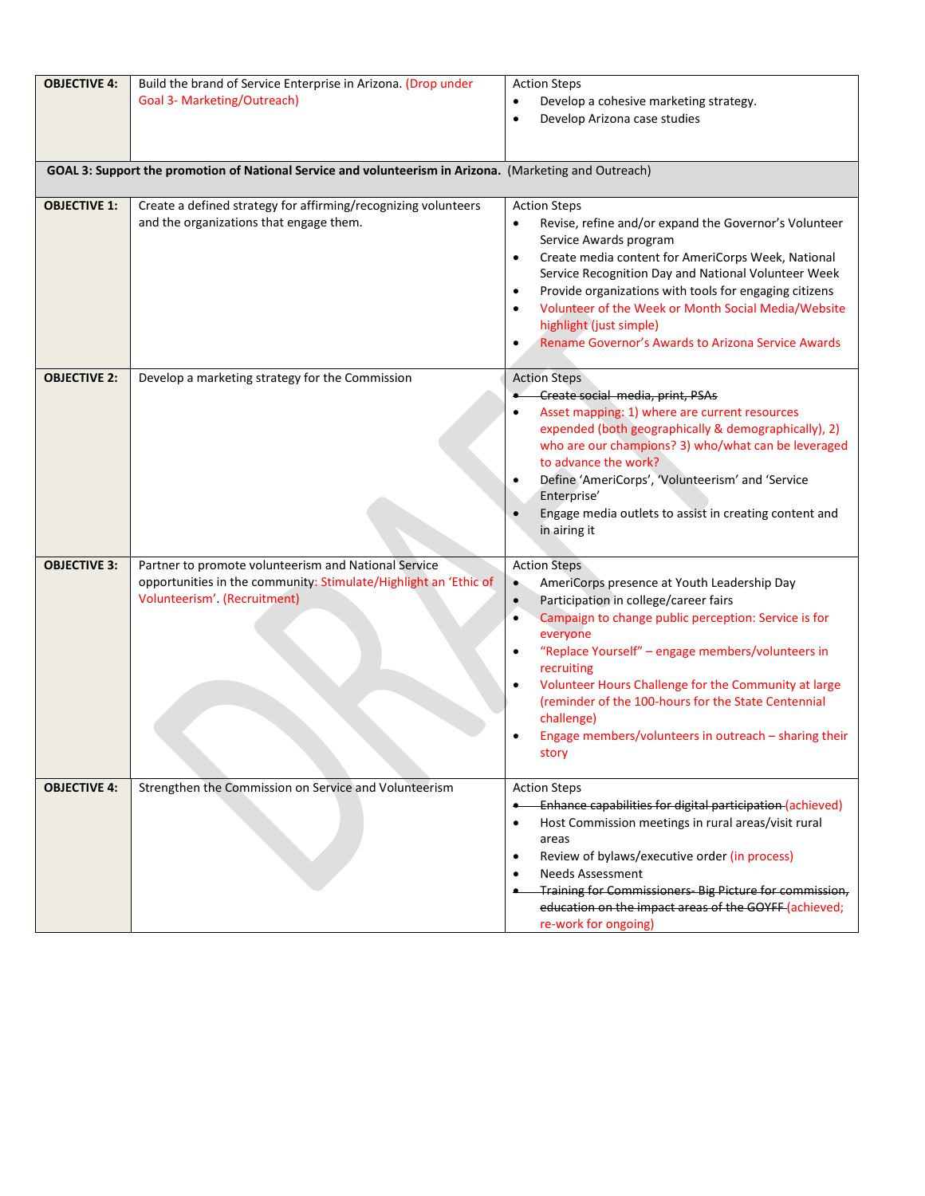| | | |
|---|---|---|
| **OBJECTIVE 4:** | Build the brand of Service Enterprise in Arizona. (Drop under Goal 3- Marketing/Outreach) | Action Steps<br>• Develop a cohesive marketing strategy.<br>• Develop Arizona case studies |
| **GOAL 3: Support the promotion of National Service and volunteerism in Arizona.** (Marketing and Outreach) | | |
| **OBJECTIVE 1:** | Create a defined strategy for affirming/recognizing volunteers and the organizations that engage them. | Action Steps<br>• Revise, refine and/or expand the Governor's Volunteer Service Awards program<br>• Create media content for AmeriCorps Week, National Service Recognition Day and National Volunteer Week<br>• Provide organizations with tools for engaging citizens<br>• Volunteer of the Week or Month Social Media/Website highlight (just simple)<br>• Rename Governor's Awards to Arizona Service Awards |
| **OBJECTIVE 2:** | Develop a marketing strategy for the Commission | Action Steps<br>• ~~Create social media, print, PSAs~~<br>• Asset mapping: 1) where are current resources expended (both geographically & demographically), 2) who are our champions? 3) who/what can be leveraged to advance the work?<br>• Define 'AmeriCorps', 'Volunteerism' and 'Service Enterprise'<br>• Engage media outlets to assist in creating content and in airing it |
| **OBJECTIVE 3:** | Partner to promote volunteerism and National Service opportunities in the community: Stimulate/Highlight an 'Ethic of Volunteerism'. (Recruitment) | Action Steps<br>• AmeriCorps presence at Youth Leadership Day<br>• Participation in college/career fairs<br>• Campaign to change public perception: Service is for everyone<br>• "Replace Yourself" – engage members/volunteers in recruiting<br>• Volunteer Hours Challenge for the Community at large (reminder of the 100-hours for the State Centennial challenge)<br>• Engage members/volunteers in outreach – sharing their story |
| **OBJECTIVE 4:** | Strengthen the Commission on Service and Volunteerism | Action Steps<br>• ~~Enhance capabilities for digital participation~~ (achieved)<br>• Host Commission meetings in rural areas/visit rural areas<br>• Review of bylaws/executive order (in process)<br>• Needs Assessment<br>• ~~Training for Commissioners- Big Picture for commission, education on the impact areas of the GOYFF~~ (achieved; re-work for ongoing) |